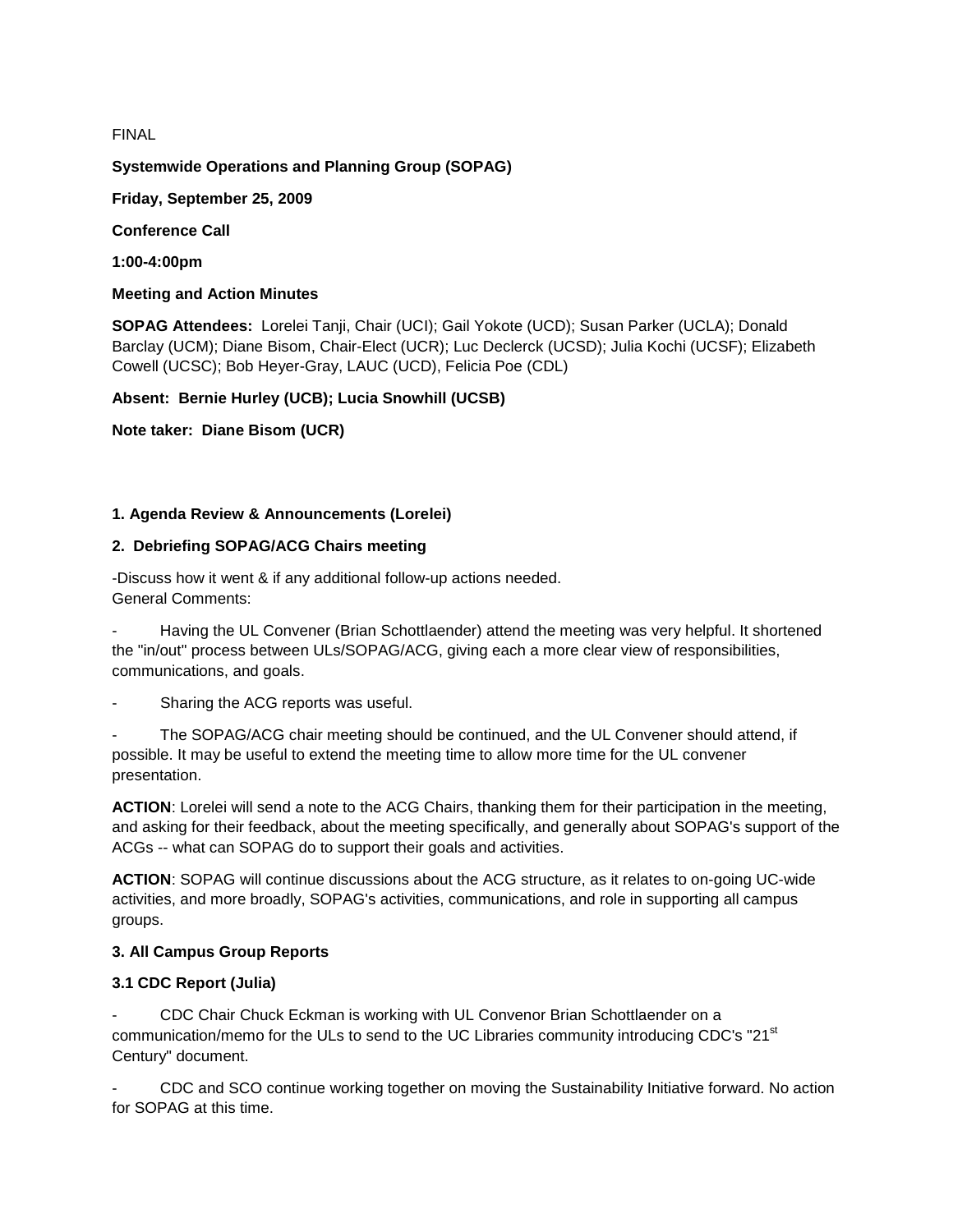FINAL

**Systemwide Operations and Planning Group (SOPAG)**

**Friday, September 25, 2009**

**Conference Call**

**1:00-4:00pm**

**Meeting and Action Minutes**

**SOPAG Attendees:** Lorelei Tanji, Chair (UCI); Gail Yokote (UCD); Susan Parker (UCLA); Donald Barclay (UCM); Diane Bisom, Chair-Elect (UCR); Luc Declerck (UCSD); Julia Kochi (UCSF); Elizabeth Cowell (UCSC); Bob Heyer-Gray, LAUC (UCD), Felicia Poe (CDL)

**Absent: Bernie Hurley (UCB); Lucia Snowhill (UCSB)**

**Note taker: Diane Bisom (UCR)**

### 1. Agenda Review & Announcements (Lorelei)

### 2. Debriefing SOPAG/ACG Chairs meeting

-Discuss how it went & if any additional follow-up actions needed.
General Comments:

- Having the UL Convener (Brian Schottlaender) attend the meeting was very helpful. It shortened the "in/out" process between ULs/SOPAG/ACG, giving each a more clear view of responsibilities, communications, and goals.
- Sharing the ACG reports was useful.
- The SOPAG/ACG chair meeting should be continued, and the UL Convener should attend, if possible. It may be useful to extend the meeting time to allow more time for the UL convener presentation.

**ACTION**: Lorelei will send a note to the ACG Chairs, thanking them for their participation in the meeting, and asking for their feedback, about the meeting specifically, and generally about SOPAG's support of the ACGs -- what can SOPAG do to support their goals and activities.

**ACTION**: SOPAG will continue discussions about the ACG structure, as it relates to on-going UC-wide activities, and more broadly, SOPAG's activities, communications, and role in supporting all campus groups.

### 3. All Campus Group Reports

#### 3.1 CDC Report (Julia)

- CDC Chair Chuck Eckman is working with UL Convenor Brian Schottlaender on a communication/memo for the ULs to send to the UC Libraries community introducing CDC's "21st Century" document.
- CDC and SCO continue working together on moving the Sustainability Initiative forward. No action for SOPAG at this time.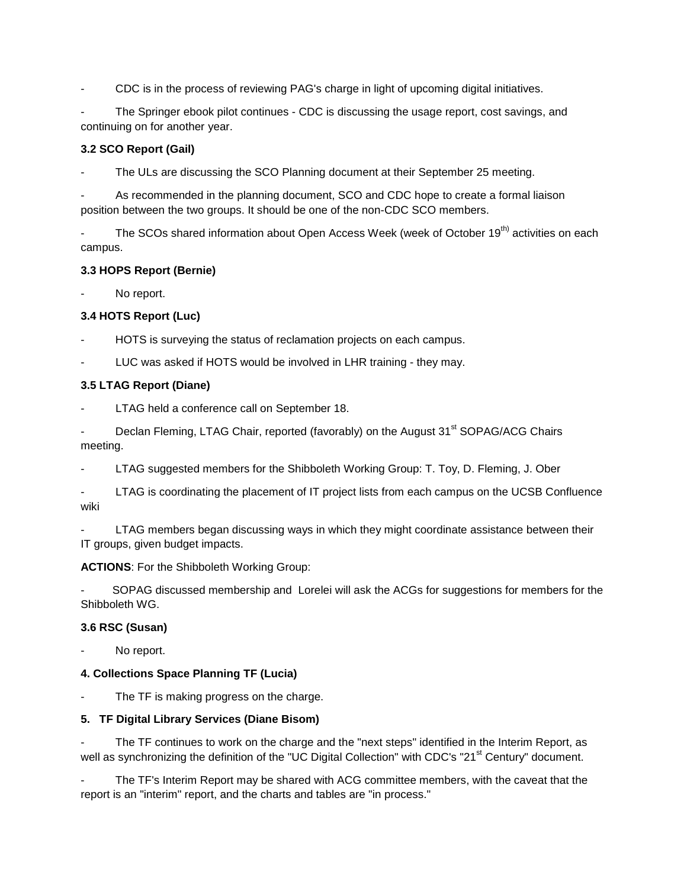- CDC is in the process of reviewing PAG's charge in light of upcoming digital initiatives.

- The Springer ebook pilot continues - CDC is discussing the usage report, cost savings, and continuing on for another year.

**3.2 SCO Report (Gail)**

- The ULs are discussing the SCO Planning document at their September 25 meeting.

- As recommended in the planning document, SCO and CDC hope to create a formal liaison position between the two groups. It should be one of the non-CDC SCO members.

- The SCOs shared information about Open Access Week (week of October 19th) activities on each campus.

**3.3 HOPS Report (Bernie)**

- No report.

**3.4 HOTS Report (Luc)**

- HOTS is surveying the status of reclamation projects on each campus.

- LUC was asked if HOTS would be involved in LHR training - they may.

**3.5 LTAG Report (Diane)**

- LTAG held a conference call on September 18.

- Declan Fleming, LTAG Chair, reported (favorably) on the August 31st SOPAG/ACG Chairs meeting.

- LTAG suggested members for the Shibboleth Working Group: T. Toy, D. Fleming, J. Ober

- LTAG is coordinating the placement of IT project lists from each campus on the UCSB Confluence wiki

- LTAG members began discussing ways in which they might coordinate assistance between their IT groups, given budget impacts.

**ACTIONS**: For the Shibboleth Working Group:

- SOPAG discussed membership and Lorelei will ask the ACGs for suggestions for members for the Shibboleth WG.

**3.6 RSC (Susan)**

- No report.

**4. Collections Space Planning TF (Lucia)**

- The TF is making progress on the charge.

**5. TF Digital Library Services (Diane Bisom)**

- The TF continues to work on the charge and the "next steps" identified in the Interim Report, as well as synchronizing the definition of the "UC Digital Collection" with CDC's "21st Century" document.

- The TF's Interim Report may be shared with ACG committee members, with the caveat that the report is an "interim" report, and the charts and tables are "in process."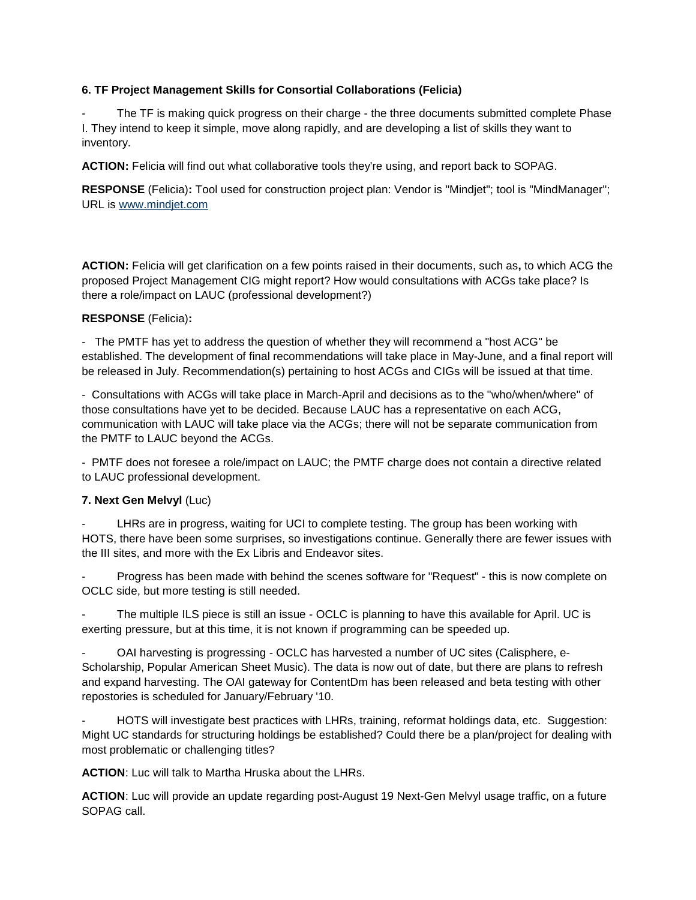**6. TF Project Management Skills for Consortial Collaborations (Felicia)**

- The TF is making quick progress on their charge - the three documents submitted complete Phase I. They intend to keep it simple, move along rapidly, and are developing a list of skills they want to inventory.

**ACTION:** Felicia will find out what collaborative tools they're using, and report back to SOPAG.

**RESPONSE** (Felicia)**:** Tool used for construction project plan: Vendor is "Mindjet"; tool is "MindManager"; URL is [www.mindjet.com](http://www.mindjet.com)

**ACTION:** Felicia will get clarification on a few points raised in their documents, such as**,** to which ACG the proposed Project Management CIG might report? How would consultations with ACGs take place? Is there a role/impact on LAUC (professional development?)

**RESPONSE** (Felicia)**:**

- The PMTF has yet to address the question of whether they will recommend a "host ACG" be established. The development of final recommendations will take place in May-June, and a final report will be released in July. Recommendation(s) pertaining to host ACGs and CIGs will be issued at that time.

- Consultations with ACGs will take place in March-April and decisions as to the "who/when/where" of those consultations have yet to be decided. Because LAUC has a representative on each ACG, communication with LAUC will take place via the ACGs; there will not be separate communication from the PMTF to LAUC beyond the ACGs.

- PMTF does not foresee a role/impact on LAUC; the PMTF charge does not contain a directive related to LAUC professional development.

**7. Next Gen Melvyl** (Luc)

- LHRs are in progress, waiting for UCI to complete testing. The group has been working with HOTS, there have been some surprises, so investigations continue. Generally there are fewer issues with the III sites, and more with the Ex Libris and Endeavor sites.

- Progress has been made with behind the scenes software for "Request" - this is now complete on OCLC side, but more testing is still needed.

- The multiple ILS piece is still an issue - OCLC is planning to have this available for April. UC is exerting pressure, but at this time, it is not known if programming can be speeded up.

- OAI harvesting is progressing - OCLC has harvested a number of UC sites (Calisphere, e-Scholarship, Popular American Sheet Music). The data is now out of date, but there are plans to refresh and expand harvesting. The OAI gateway for ContentDm has been released and beta testing with other repostories is scheduled for January/February '10.

- HOTS will investigate best practices with LHRs, training, reformat holdings data, etc. Suggestion: Might UC standards for structuring holdings be established? Could there be a plan/project for dealing with most problematic or challenging titles?

**ACTION**: Luc will talk to Martha Hruska about the LHRs.

**ACTION**: Luc will provide an update regarding post-August 19 Next-Gen Melvyl usage traffic, on a future SOPAG call.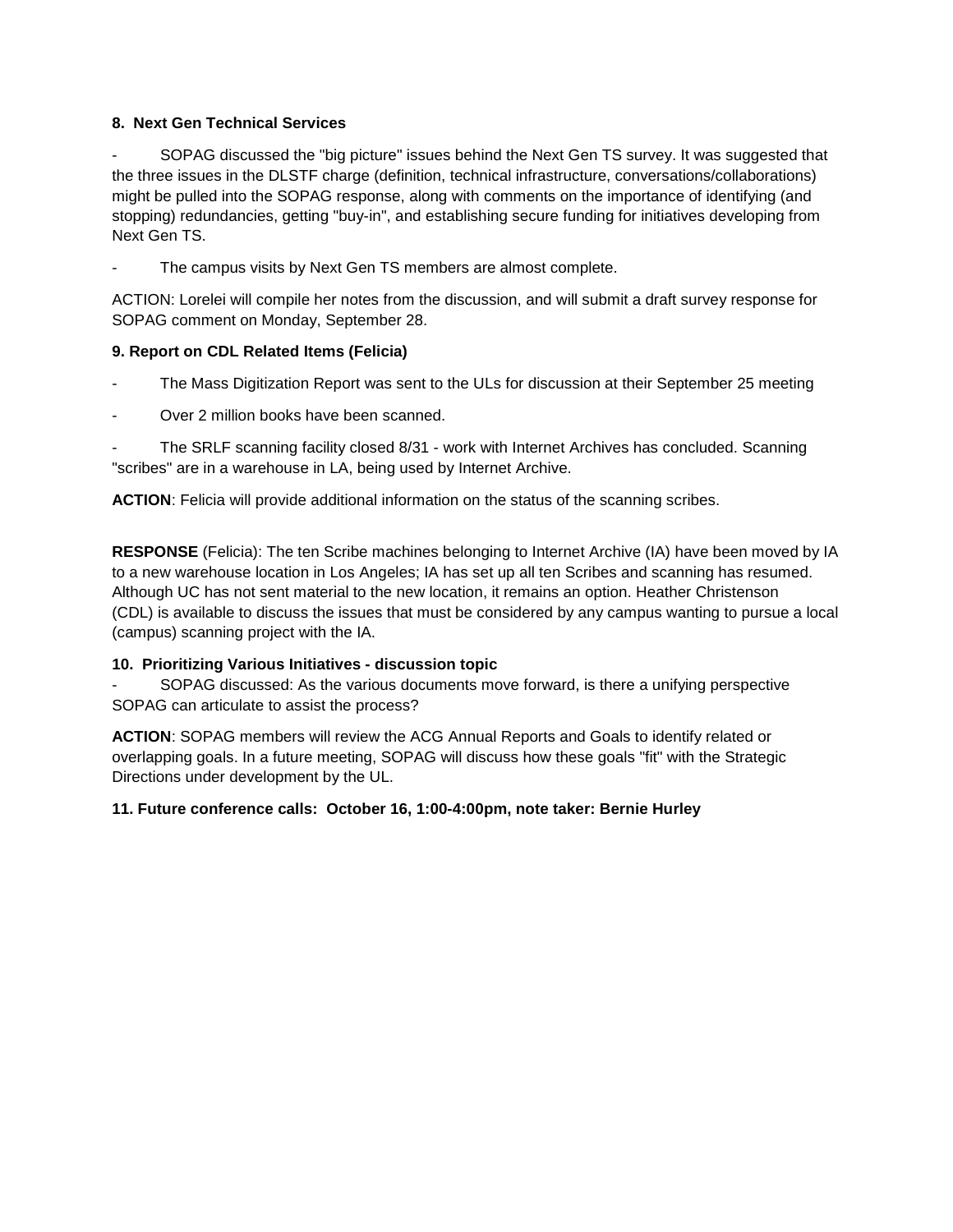**8. Next Gen Technical Services**

- SOPAG discussed the "big picture" issues behind the Next Gen TS survey. It was suggested that the three issues in the DLSTF charge (definition, technical infrastructure, conversations/collaborations) might be pulled into the SOPAG response, along with comments on the importance of identifying (and stopping) redundancies, getting "buy-in", and establishing secure funding for initiatives developing from Next Gen TS.

- The campus visits by Next Gen TS members are almost complete.

ACTION: Lorelei will compile her notes from the discussion, and will submit a draft survey response for SOPAG comment on Monday, September 28.

**9. Report on CDL Related Items (Felicia)**

- The Mass Digitization Report was sent to the ULs for discussion at their September 25 meeting

- Over 2 million books have been scanned.

- The SRLF scanning facility closed 8/31 - work with Internet Archives has concluded. Scanning "scribes" are in a warehouse in LA, being used by Internet Archive.

**ACTION**: Felicia will provide additional information on the status of the scanning scribes.

**RESPONSE** (Felicia): The ten Scribe machines belonging to Internet Archive (IA) have been moved by IA to a new warehouse location in Los Angeles; IA has set up all ten Scribes and scanning has resumed. Although UC has not sent material to the new location, it remains an option. Heather Christenson (CDL) is available to discuss the issues that must be considered by any campus wanting to pursue a local (campus) scanning project with the IA.

**10. Prioritizing Various Initiatives - discussion topic**

- SOPAG discussed: As the various documents move forward, is there a unifying perspective SOPAG can articulate to assist the process?

**ACTION**: SOPAG members will review the ACG Annual Reports and Goals to identify related or overlapping goals. In a future meeting, SOPAG will discuss how these goals "fit" with the Strategic Directions under development by the UL.

**11. Future conference calls: October 16, 1:00-4:00pm, note taker: Bernie Hurley**